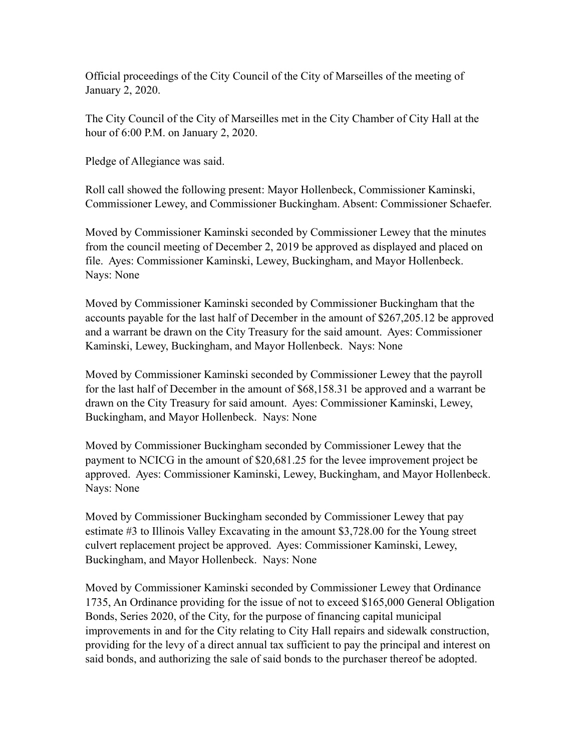Official proceedings of the City Council of the City of Marseilles of the meeting of January 2, 2020.

The City Council of the City of Marseilles met in the City Chamber of City Hall at the hour of 6:00 P.M. on January 2, 2020.

Pledge of Allegiance was said.

Roll call showed the following present: Mayor Hollenbeck, Commissioner Kaminski, Commissioner Lewey, and Commissioner Buckingham. Absent: Commissioner Schaefer.

Moved by Commissioner Kaminski seconded by Commissioner Lewey that the minutes from the council meeting of December 2, 2019 be approved as displayed and placed on file. Ayes: Commissioner Kaminski, Lewey, Buckingham, and Mayor Hollenbeck. Nays: None

Moved by Commissioner Kaminski seconded by Commissioner Buckingham that the accounts payable for the last half of December in the amount of $267,205.12 be approved and a warrant be drawn on the City Treasury for the said amount. Ayes: Commissioner Kaminski, Lewey, Buckingham, and Mayor Hollenbeck. Nays: None

Moved by Commissioner Kaminski seconded by Commissioner Lewey that the payroll for the last half of December in the amount of $68,158.31 be approved and a warrant be drawn on the City Treasury for said amount. Ayes: Commissioner Kaminski, Lewey, Buckingham, and Mayor Hollenbeck. Nays: None

Moved by Commissioner Buckingham seconded by Commissioner Lewey that the payment to NCICG in the amount of $20,681.25 for the levee improvement project be approved. Ayes: Commissioner Kaminski, Lewey, Buckingham, and Mayor Hollenbeck. Nays: None

Moved by Commissioner Buckingham seconded by Commissioner Lewey that pay estimate #3 to Illinois Valley Excavating in the amount $3,728.00 for the Young street culvert replacement project be approved. Ayes: Commissioner Kaminski, Lewey, Buckingham, and Mayor Hollenbeck. Nays: None

Moved by Commissioner Kaminski seconded by Commissioner Lewey that Ordinance 1735, An Ordinance providing for the issue of not to exceed $165,000 General Obligation Bonds, Series 2020, of the City, for the purpose of financing capital municipal improvements in and for the City relating to City Hall repairs and sidewalk construction, providing for the levy of a direct annual tax sufficient to pay the principal and interest on said bonds, and authorizing the sale of said bonds to the purchaser thereof be adopted.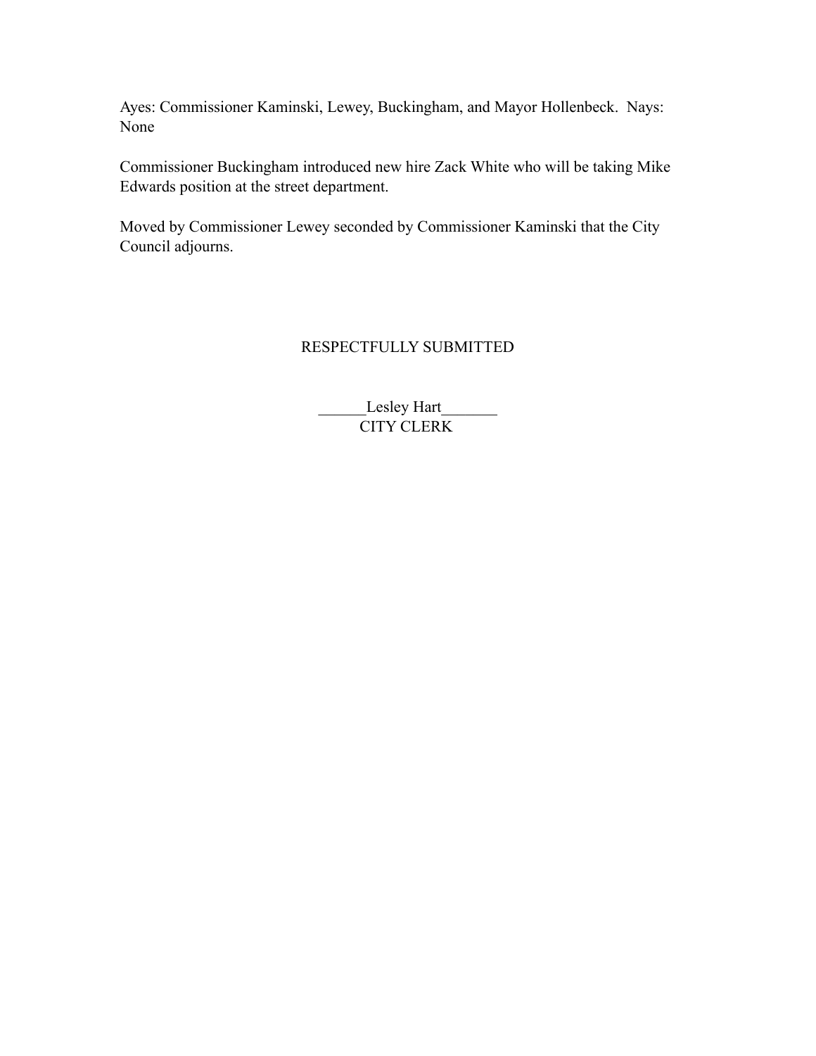Ayes: Commissioner Kaminski, Lewey, Buckingham, and Mayor Hollenbeck. Nays: None

Commissioner Buckingham introduced new hire Zack White who will be taking Mike Edwards position at the street department.

Moved by Commissioner Lewey seconded by Commissioner Kaminski that the City Council adjourns.

RESPECTFULLY SUBMITTED

______Lesley Hart_______
CITY CLERK